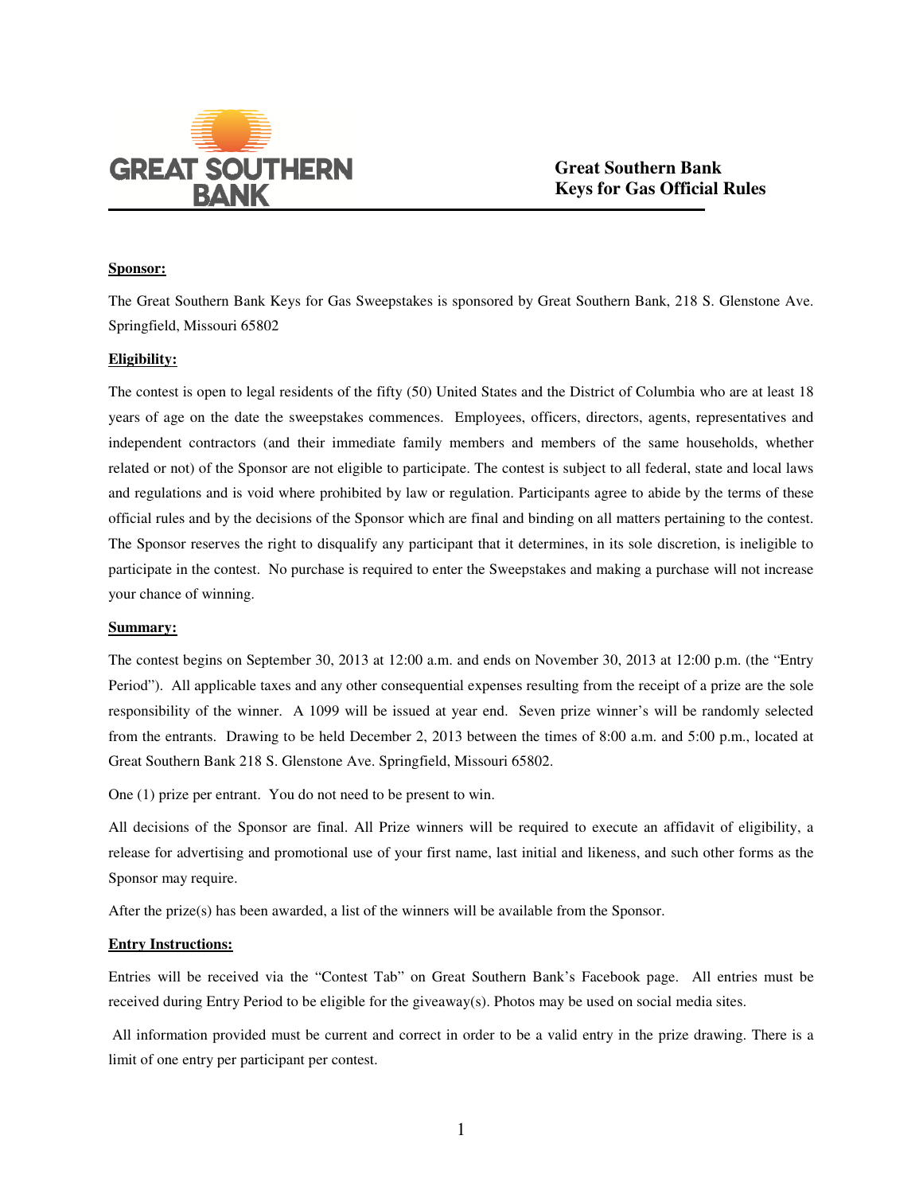GREAT SOUTHERN BANK

# Great Southern Bank
# Keys for Gas Official Rules

**Sponsor:**

The Great Southern Bank Keys for Gas Sweepstakes is sponsored by Great Southern Bank, 218 S. Glenstone Ave. Springfield, Missouri 65802

**Eligibility:**

The contest is open to legal residents of the fifty (50) United States and the District of Columbia who are at least 18 years of age on the date the sweepstakes commences. Employees, officers, directors, agents, representatives and independent contractors (and their immediate family members and members of the same households, whether related or not) of the Sponsor are not eligible to participate. The contest is subject to all federal, state and local laws and regulations and is void where prohibited by law or regulation. Participants agree to abide by the terms of these official rules and by the decisions of the Sponsor which are final and binding on all matters pertaining to the contest. The Sponsor reserves the right to disqualify any participant that it determines, in its sole discretion, is ineligible to participate in the contest. No purchase is required to enter the Sweepstakes and making a purchase will not increase your chance of winning.

**Summary:**

The contest begins on September 30, 2013 at 12:00 a.m. and ends on November 30, 2013 at 12:00 p.m. (the "Entry Period"). All applicable taxes and any other consequential expenses resulting from the receipt of a prize are the sole responsibility of the winner. A 1099 will be issued at year end. Seven prize winner's will be randomly selected from the entrants. Drawing to be held December 2, 2013 between the times of 8:00 a.m. and 5:00 p.m., located at Great Southern Bank 218 S. Glenstone Ave. Springfield, Missouri 65802.

One (1) prize per entrant. You do not need to be present to win.

All decisions of the Sponsor are final. All Prize winners will be required to execute an affidavit of eligibility, a release for advertising and promotional use of your first name, last initial and likeness, and such other forms as the Sponsor may require.

After the prize(s) has been awarded, a list of the winners will be available from the Sponsor.

**Entry Instructions:**

Entries will be received via the "Contest Tab" on Great Southern Bank's Facebook page. All entries must be received during Entry Period to be eligible for the giveaway(s). Photos may be used on social media sites.

All information provided must be current and correct in order to be a valid entry in the prize drawing. There is a limit of one entry per participant per contest.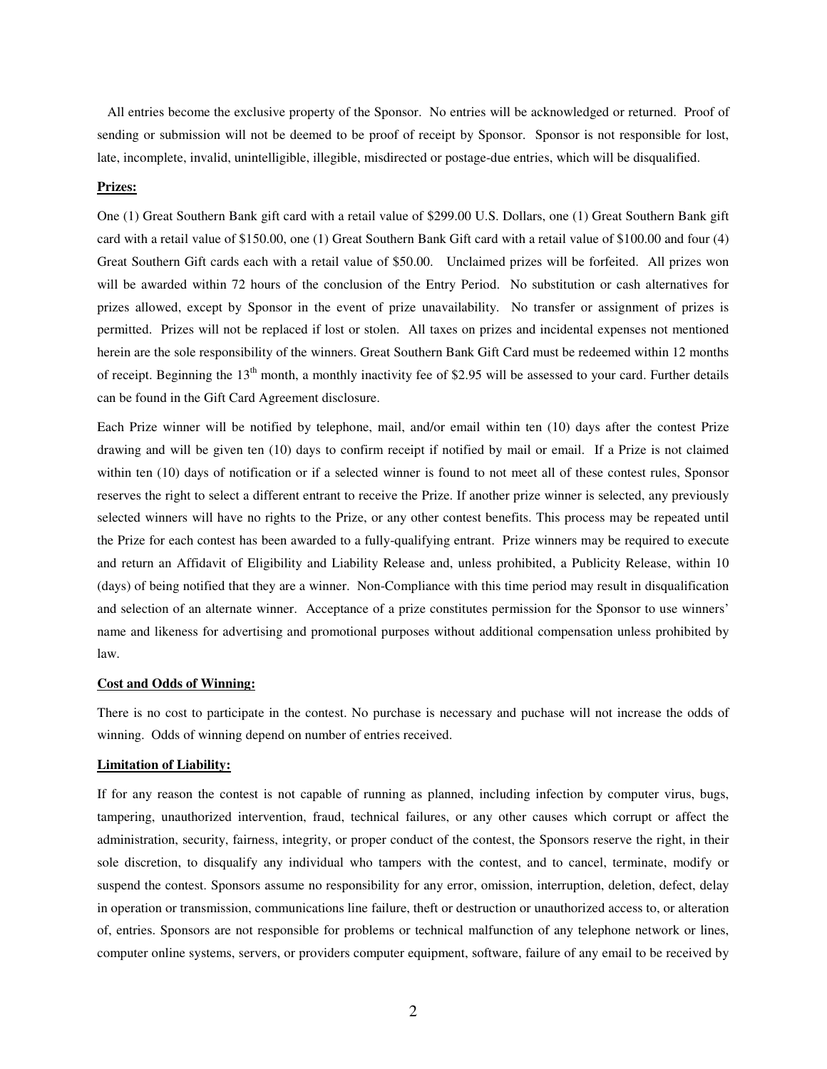All entries become the exclusive property of the Sponsor. No entries will be acknowledged or returned. Proof of sending or submission will not be deemed to be proof of receipt by Sponsor. Sponsor is not responsible for lost, late, incomplete, invalid, unintelligible, illegible, misdirected or postage-due entries, which will be disqualified.

**Prizes:**

One (1) Great Southern Bank gift card with a retail value of $299.00 U.S. Dollars, one (1) Great Southern Bank gift card with a retail value of $150.00, one (1) Great Southern Bank Gift card with a retail value of $100.00 and four (4) Great Southern Gift cards each with a retail value of $50.00. Unclaimed prizes will be forfeited. All prizes won will be awarded within 72 hours of the conclusion of the Entry Period. No substitution or cash alternatives for prizes allowed, except by Sponsor in the event of prize unavailability. No transfer or assignment of prizes is permitted. Prizes will not be replaced if lost or stolen. All taxes on prizes and incidental expenses not mentioned herein are the sole responsibility of the winners. Great Southern Bank Gift Card must be redeemed within 12 months of receipt. Beginning the 13th month, a monthly inactivity fee of $2.95 will be assessed to your card. Further details can be found in the Gift Card Agreement disclosure.

Each Prize winner will be notified by telephone, mail, and/or email within ten (10) days after the contest Prize drawing and will be given ten (10) days to confirm receipt if notified by mail or email. If a Prize is not claimed within ten (10) days of notification or if a selected winner is found to not meet all of these contest rules, Sponsor reserves the right to select a different entrant to receive the Prize. If another prize winner is selected, any previously selected winners will have no rights to the Prize, or any other contest benefits. This process may be repeated until the Prize for each contest has been awarded to a fully-qualifying entrant. Prize winners may be required to execute and return an Affidavit of Eligibility and Liability Release and, unless prohibited, a Publicity Release, within 10 (days) of being notified that they are a winner. Non-Compliance with this time period may result in disqualification and selection of an alternate winner. Acceptance of a prize constitutes permission for the Sponsor to use winners' name and likeness for advertising and promotional purposes without additional compensation unless prohibited by law.

**Cost and Odds of Winning:**

There is no cost to participate in the contest. No purchase is necessary and puchase will not increase the odds of winning. Odds of winning depend on number of entries received.

**Limitation of Liability:**

If for any reason the contest is not capable of running as planned, including infection by computer virus, bugs, tampering, unauthorized intervention, fraud, technical failures, or any other causes which corrupt or affect the administration, security, fairness, integrity, or proper conduct of the contest, the Sponsors reserve the right, in their sole discretion, to disqualify any individual who tampers with the contest, and to cancel, terminate, modify or suspend the contest. Sponsors assume no responsibility for any error, omission, interruption, deletion, defect, delay in operation or transmission, communications line failure, theft or destruction or unauthorized access to, or alteration of, entries. Sponsors are not responsible for problems or technical malfunction of any telephone network or lines, computer online systems, servers, or providers computer equipment, software, failure of any email to be received by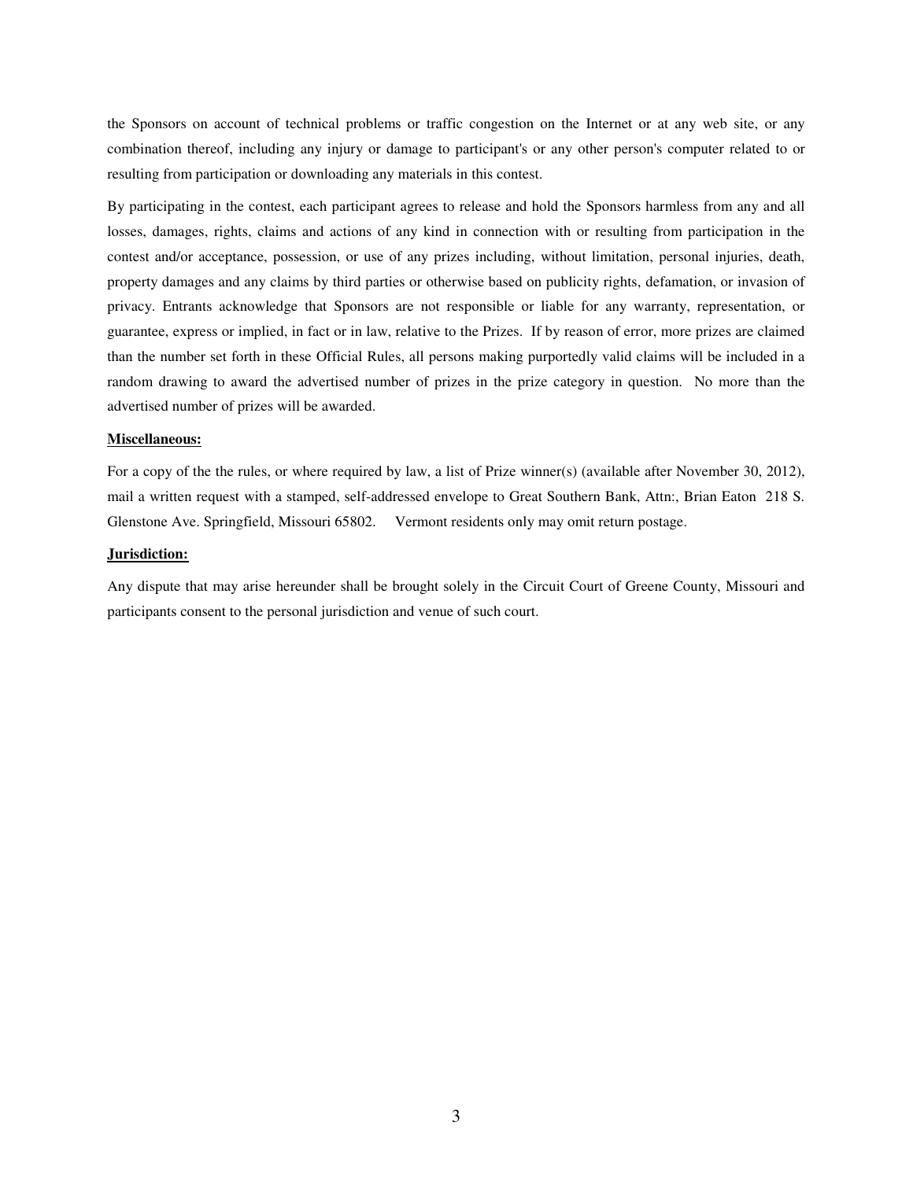the Sponsors on account of technical problems or traffic congestion on the Internet or at any web site, or any combination thereof, including any injury or damage to participant's or any other person's computer related to or resulting from participation or downloading any materials in this contest.

By participating in the contest, each participant agrees to release and hold the Sponsors harmless from any and all losses, damages, rights, claims and actions of any kind in connection with or resulting from participation in the contest and/or acceptance, possession, or use of any prizes including, without limitation, personal injuries, death, property damages and any claims by third parties or otherwise based on publicity rights, defamation, or invasion of privacy. Entrants acknowledge that Sponsors are not responsible or liable for any warranty, representation, or guarantee, express or implied, in fact or in law, relative to the Prizes. If by reason of error, more prizes are claimed than the number set forth in these Official Rules, all persons making purportedly valid claims will be included in a random drawing to award the advertised number of prizes in the prize category in question. No more than the advertised number of prizes will be awarded.

**Miscellaneous:**

For a copy of the the rules, or where required by law, a list of Prize winner(s) (available after November 30, 2012), mail a written request with a stamped, self-addressed envelope to Great Southern Bank, Attn:, Brian Eaton 218 S. Glenstone Ave. Springfield, Missouri 65802. Vermont residents only may omit return postage.

**Jurisdiction:**

Any dispute that may arise hereunder shall be brought solely in the Circuit Court of Greene County, Missouri and participants consent to the personal jurisdiction and venue of such court.